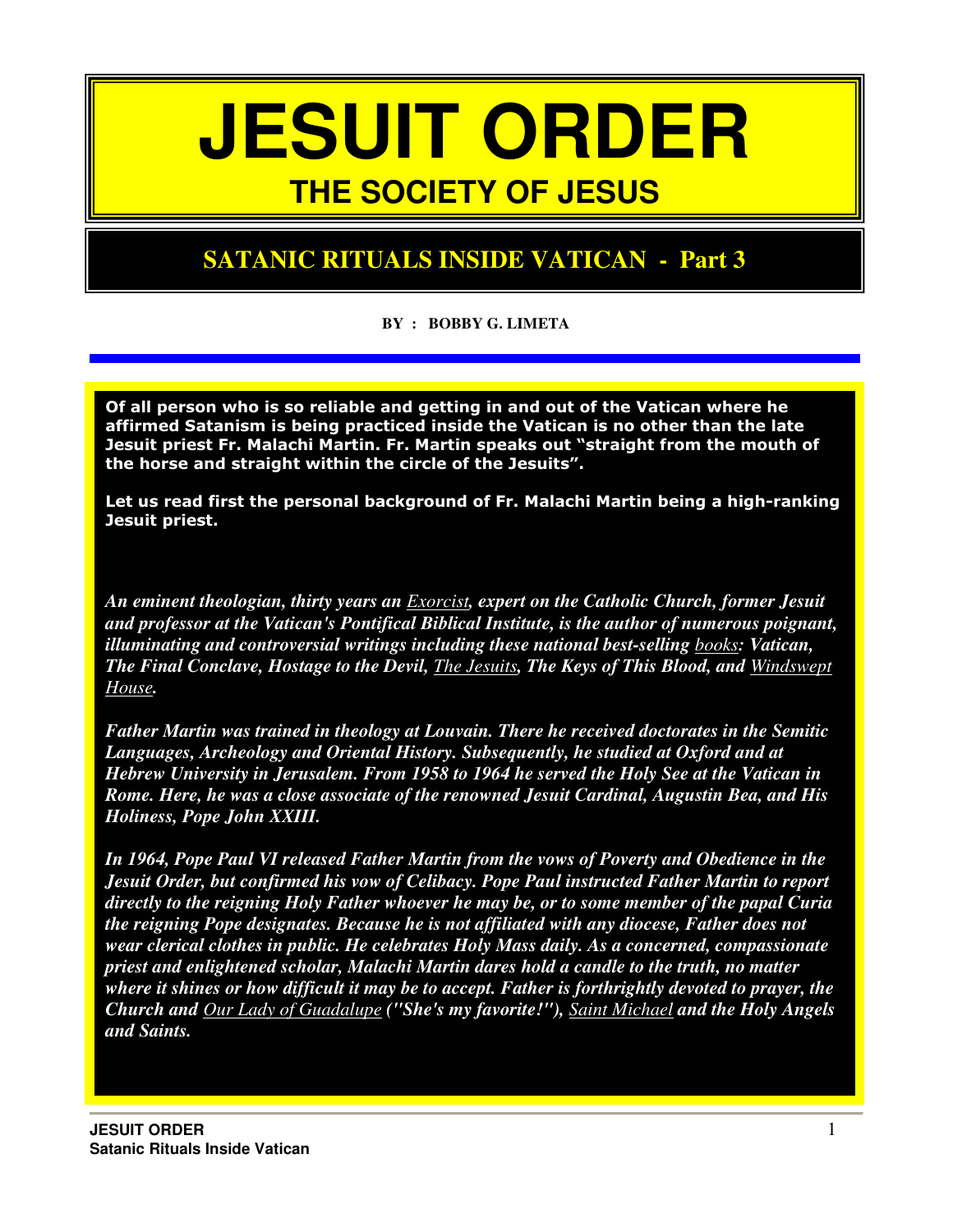# JESUIT ORDER

## THE SOCIETY OF JESUS

## SATANIC RITUALS INSIDE VATICAN - Part 3

**BY : BOBBY G. LIMETA**

**Of all person who is so reliable and getting in and out of the Vatican where he affirmed Satanism is being practiced inside the Vatican is no other than the late Jesuit priest Fr. Malachi Martin. Fr. Martin speaks out "straight from the mouth of the horse and straight within the circle of the Jesuits".**

**Let us read first the personal background of Fr. Malachi Martin being a high-ranking Jesuit priest.**

***An eminent theologian, thirty years an Exorcist, expert on the Catholic Church, former Jesuit and professor at the Vatican's Pontifical Biblical Institute, is the author of numerous poignant, illuminating and controversial writings including these national best-selling books: Vatican, The Final Conclave, Hostage to the Devil, The Jesuits, The Keys of This Blood, and Windswept House.***

***Father Martin was trained in theology at Louvain. There he received doctorates in the Semitic Languages, Archeology and Oriental History. Subsequently, he studied at Oxford and at Hebrew University in Jerusalem. From 1958 to 1964 he served the Holy See at the Vatican in Rome. Here, he was a close associate of the renowned Jesuit Cardinal, Augustin Bea, and His Holiness, Pope John XXIII.***

***In 1964, Pope Paul VI released Father Martin from the vows of Poverty and Obedience in the Jesuit Order, but confirmed his vow of Celibacy. Pope Paul instructed Father Martin to report directly to the reigning Holy Father whoever he may be, or to some member of the papal Curia the reigning Pope designates. Because he is not affiliated with any diocese, Father does not wear clerical clothes in public. He celebrates Holy Mass daily. As a concerned, compassionate priest and enlightened scholar, Malachi Martin dares hold a candle to the truth, no matter where it shines or how difficult it may be to accept. Father is forthrightly devoted to prayer, the Church and Our Lady of Guadalupe ("She's my favorite!"), Saint Michael and the Holy Angels and Saints.***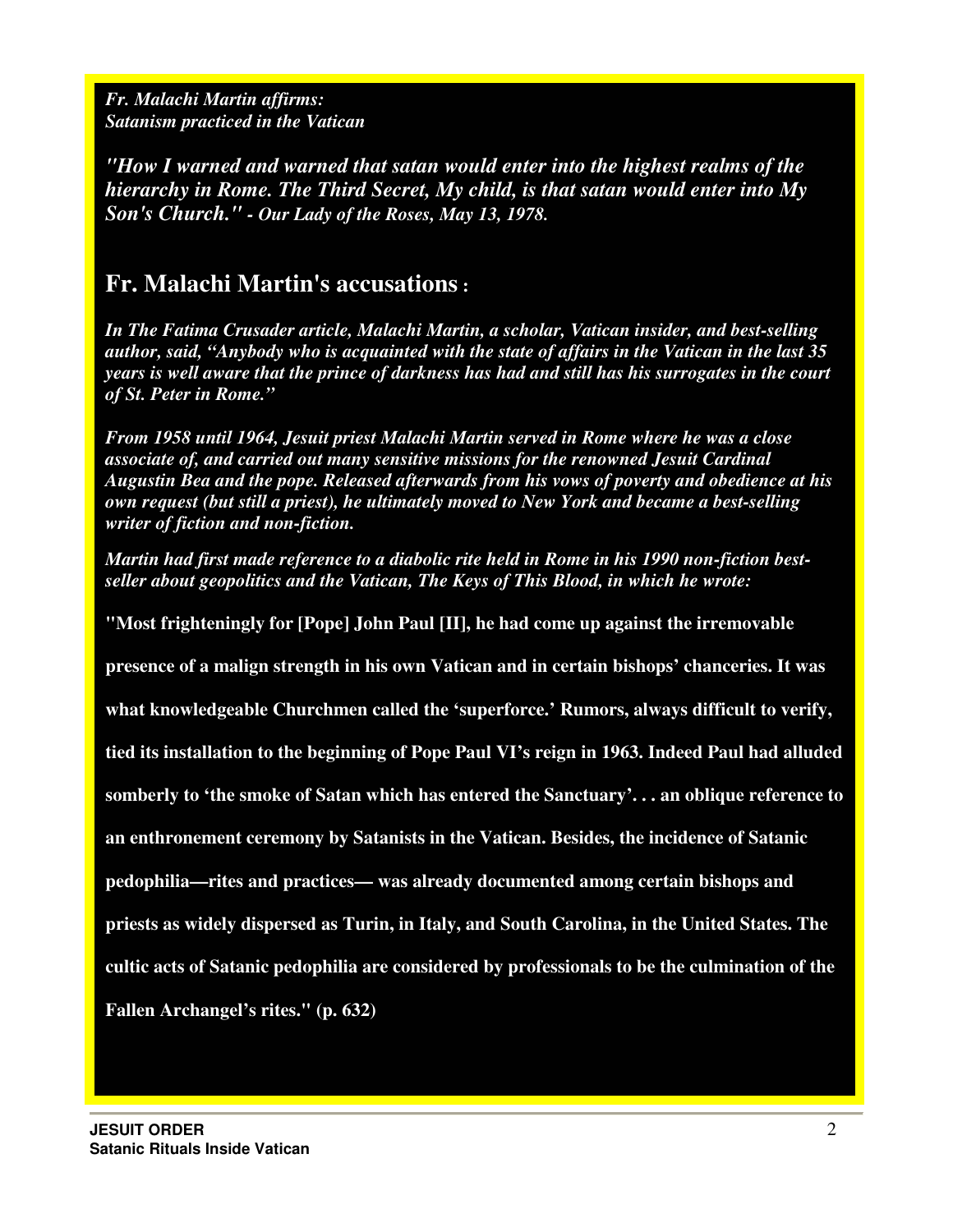***Fr. Malachi Martin affirms:***
***Satanism practiced in the Vatican***

***"How I warned and warned that satan would enter into the highest realms of the hierarchy in Rome. The Third Secret, My child, is that satan would enter into My Son's Church." - Our Lady of the Roses, May 13, 1978.***

## Fr. Malachi Martin's accusations :

***In The Fatima Crusader article, Malachi Martin, a scholar, Vatican insider, and best-selling author, said, "Anybody who is acquainted with the state of affairs in the Vatican in the last 35 years is well aware that the prince of darkness has had and still has his surrogates in the court of St. Peter in Rome."***

***From 1958 until 1964, Jesuit priest Malachi Martin served in Rome where he was a close associate of, and carried out many sensitive missions for the renowned Jesuit Cardinal Augustin Bea and the pope. Released afterwards from his vows of poverty and obedience at his own request (but still a priest), he ultimately moved to New York and became a best-selling writer of fiction and non-fiction.***

***Martin had first made reference to a diabolic rite held in Rome in his 1990 non-fiction best-seller about geopolitics and the Vatican, The Keys of This Blood, in which he wrote:***

**"Most frighteningly for [Pope] John Paul [II], he had come up against the irremovable presence of a malign strength in his own Vatican and in certain bishops' chanceries. It was what knowledgeable Churchmen called the 'superforce.' Rumors, always difficult to verify, tied its installation to the beginning of Pope Paul VI's reign in 1963. Indeed Paul had alluded somberly to 'the smoke of Satan which has entered the Sanctuary'. . . an oblique reference to an enthronement ceremony by Satanists in the Vatican. Besides, the incidence of Satanic pedophilia—rites and practices— was already documented among certain bishops and priests as widely dispersed as Turin, in Italy, and South Carolina, in the United States. The cultic acts of Satanic pedophilia are considered by professionals to be the culmination of the Fallen Archangel's rites." (p. 632)**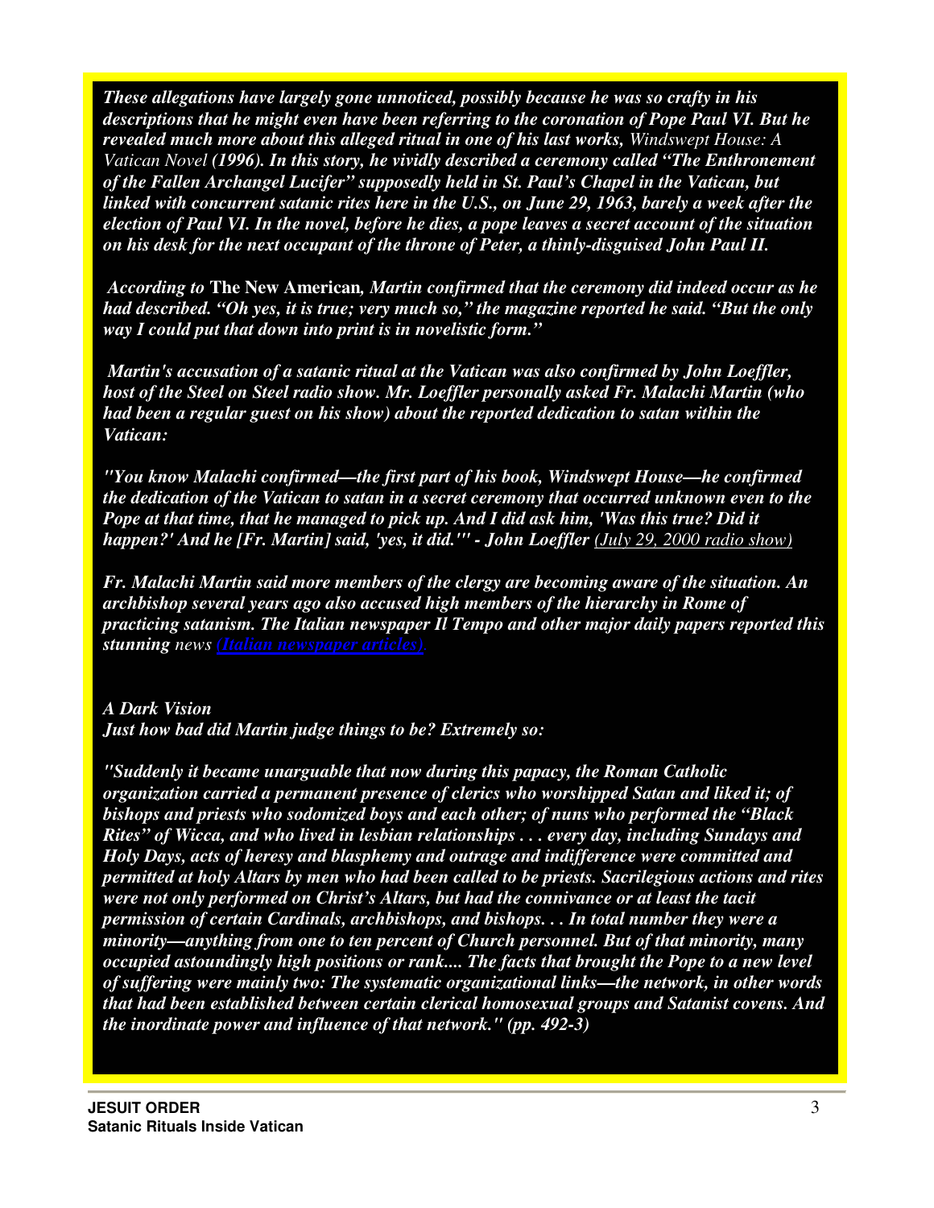*These allegations have largely gone unnoticed, possibly because he was so crafty in his descriptions that he might even have been referring to the coronation of Pope Paul VI. But he revealed much more about this alleged ritual in one of his last works,* Windswept House: A Vatican Novel *(1996). In this story, he vividly described a ceremony called "The Enthronement of the Fallen Archangel Lucifer" supposedly held in St. Paul's Chapel in the Vatican, but linked with concurrent satanic rites here in the U.S., on June 29, 1963, barely a week after the election of Paul VI. In the novel, before he dies, a pope leaves a secret account of the situation on his desk for the next occupant of the throne of Peter, a thinly-disguised John Paul II.*

*According to* **The New American***, Martin confirmed that the ceremony did indeed occur as he had described. "Oh yes, it is true; very much so," the magazine reported he said. "But the only way I could put that down into print is in novelistic form."*

*Martin's accusation of a satanic ritual at the Vatican was also confirmed by John Loeffler, host of the Steel on Steel radio show. Mr. Loeffler personally asked Fr. Malachi Martin (who had been a regular guest on his show) about the reported dedication to satan within the Vatican:*

*"You know Malachi confirmed—the first part of his book, Windswept House—he confirmed the dedication of the Vatican to satan in a secret ceremony that occurred unknown even to the Pope at that time, that he managed to pick up. And I did ask him, 'Was this true? Did it happen?' And he [Fr. Martin] said, 'yes, it did.'" - John Loeffler* (July 29, 2000 radio show)

*Fr. Malachi Martin said more members of the clergy are becoming aware of the situation. An archbishop several years ago also accused high members of the hierarchy in Rome of practicing satanism. The Italian newspaper Il Tempo and other major daily papers reported this stunning* news **(Italian newspaper articles).**

***A Dark Vision***
***Just how bad did Martin judge things to be? Extremely so:***

*"Suddenly it became unarguable that now during this papacy, the Roman Catholic organization carried a permanent presence of clerics who worshipped Satan and liked it; of bishops and priests who sodomized boys and each other; of nuns who performed the "Black Rites" of Wicca, and who lived in lesbian relationships . . . every day, including Sundays and Holy Days, acts of heresy and blasphemy and outrage and indifference were committed and permitted at holy Altars by men who had been called to be priests. Sacrilegious actions and rites were not only performed on Christ's Altars, but had the connivance or at least the tacit permission of certain Cardinals, archbishops, and bishops. . . In total number they were a minority—anything from one to ten percent of Church personnel. But of that minority, many occupied astoundingly high positions or rank.... The facts that brought the Pope to a new level of suffering were mainly two: The systematic organizational links—the network, in other words that had been established between certain clerical homosexual groups and Satanist covens. And the inordinate power and influence of that network." (pp. 492-3)*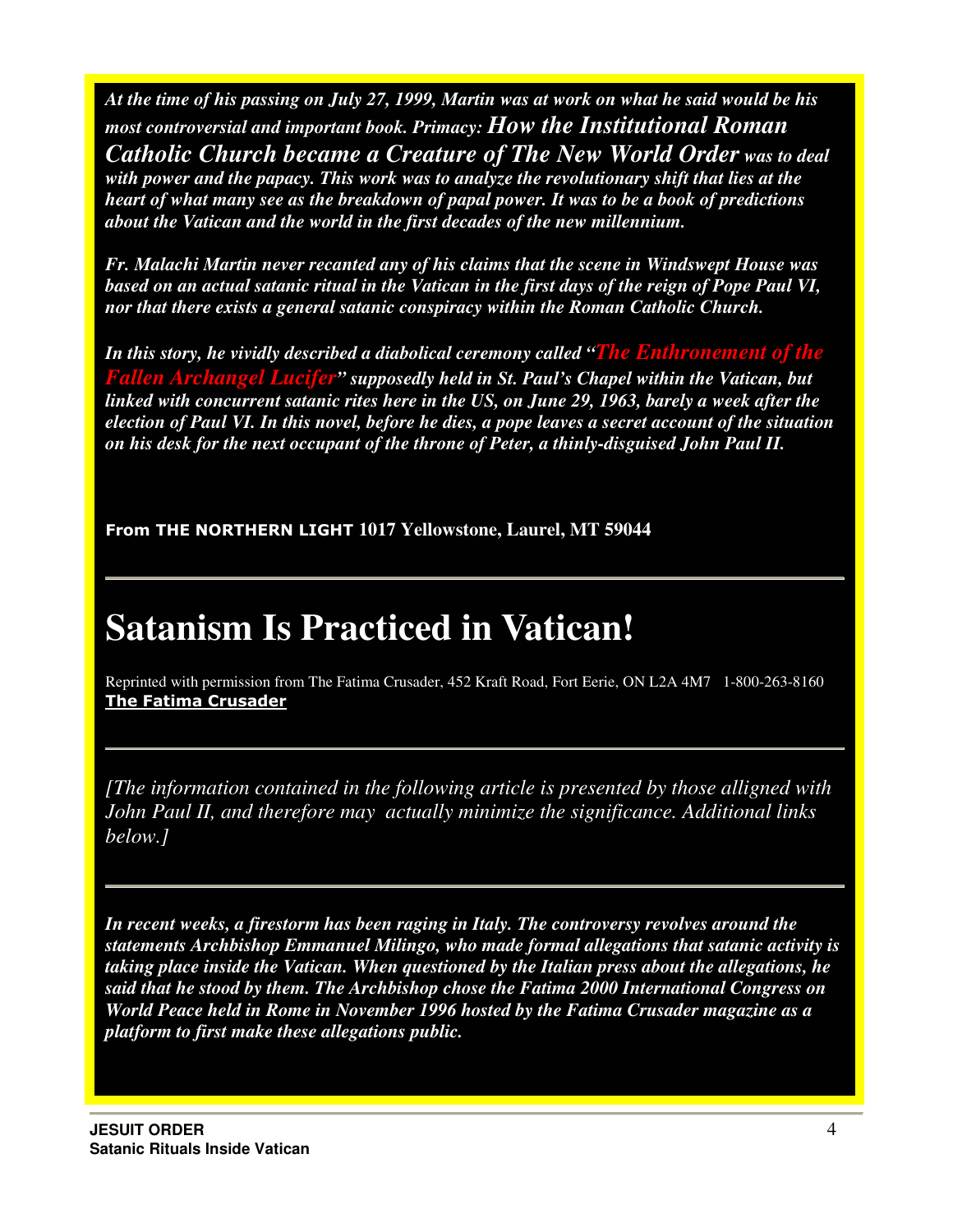*At the time of his passing on July 27, 1999, Martin was at work on what he said would be his most controversial and important book. Primacy: **How the Institutional Roman Catholic Church became a Creature of The New World Order** was to deal with power and the papacy. This work was to analyze the revolutionary shift that lies at the heart of what many see as the breakdown of papal power. It was to be a book of predictions about the Vatican and the world in the first decades of the new millennium.*

*Fr. Malachi Martin never recanted any of his claims that the scene in Windswept House was based on an actual satanic ritual in the Vatican in the first days of the reign of Pope Paul VI, nor that there exists a general satanic conspiracy within the Roman Catholic Church.*

*In this story, he vividly described a diabolical ceremony called "The Enthronement of the Fallen Archangel Lucifer" supposedly held in St. Paul's Chapel within the Vatican, but linked with concurrent satanic rites here in the US, on June 29, 1963, barely a week after the election of Paul VI. In this novel, before he dies, a pope leaves a secret account of the situation on his desk for the next occupant of the throne of Peter, a thinly-disguised John Paul II.*

**From THE NORTHERN LIGHT 1017 Yellowstone, Laurel, MT 59044**

---

# Satanism Is Practiced in Vatican!

Reprinted with permission from The Fatima Crusader, 452 Kraft Road, Fort Eerie, ON L2A 4M7 1-800-263-8160
**The Fatima Crusader**

---

*[The information contained in the following article is presented by those alligned with John Paul II, and therefore may actually minimize the significance. Additional links below.]*

---

***In recent weeks, a firestorm has been raging in Italy. The controversy revolves around the statements Archbishop Emmanuel Milingo, who made formal allegations that satanic activity is taking place inside the Vatican. When questioned by the Italian press about the allegations, he said that he stood by them. The Archbishop chose the Fatima 2000 International Congress on World Peace held in Rome in November 1996 hosted by the Fatima Crusader magazine as a platform to first make these allegations public.***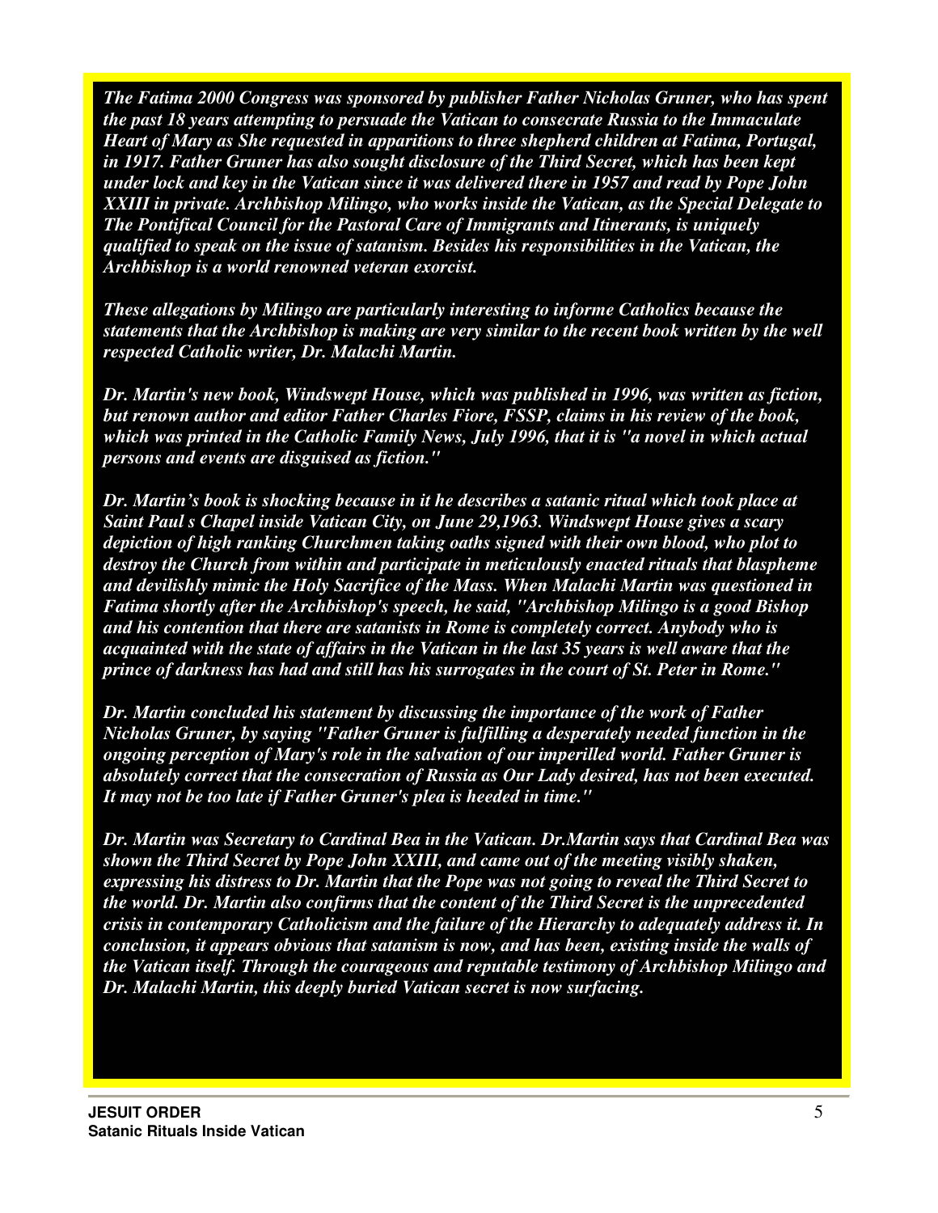*The Fatima 2000 Congress was sponsored by publisher Father Nicholas Gruner, who has spent the past 18 years attempting to persuade the Vatican to consecrate Russia to the Immaculate Heart of Mary as She requested in apparitions to three shepherd children at Fatima, Portugal, in 1917. Father Gruner has also sought disclosure of the Third Secret, which has been kept under lock and key in the Vatican since it was delivered there in 1957 and read by Pope John XXIII in private. Archbishop Milingo, who works inside the Vatican, as the Special Delegate to The Pontifical Council for the Pastoral Care of Immigrants and Itinerants, is uniquely qualified to speak on the issue of satanism. Besides his responsibilities in the Vatican, the Archbishop is a world renowned veteran exorcist.*

*These allegations by Milingo are particularly interesting to informe Catholics because the statements that the Archbishop is making are very similar to the recent book written by the well respected Catholic writer, Dr. Malachi Martin.*

*Dr. Martin's new book, Windswept House, which was published in 1996, was written as fiction, but renown author and editor Father Charles Fiore, FSSP, claims in his review of the book, which was printed in the Catholic Family News, July 1996, that it is "a novel in which actual persons and events are disguised as fiction."*

*Dr. Martin's book is shocking because in it he describes a satanic ritual which took place at Saint Paul s Chapel inside Vatican City, on June 29,1963. Windswept House gives a scary depiction of high ranking Churchmen taking oaths signed with their own blood, who plot to destroy the Church from within and participate in meticulously enacted rituals that blaspheme and devilishly mimic the Holy Sacrifice of the Mass. When Malachi Martin was questioned in Fatima shortly after the Archbishop's speech, he said, "Archbishop Milingo is a good Bishop and his contention that there are satanists in Rome is completely correct. Anybody who is acquainted with the state of affairs in the Vatican in the last 35 years is well aware that the prince of darkness has had and still has his surrogates in the court of St. Peter in Rome."*

*Dr. Martin concluded his statement by discussing the importance of the work of Father Nicholas Gruner, by saying "Father Gruner is fulfilling a desperately needed function in the ongoing perception of Mary's role in the salvation of our imperilled world. Father Gruner is absolutely correct that the consecration of Russia as Our Lady desired, has not been executed. It may not be too late if Father Gruner's plea is heeded in time."*

*Dr. Martin was Secretary to Cardinal Bea in the Vatican. Dr.Martin says that Cardinal Bea was shown the Third Secret by Pope John XXIII, and came out of the meeting visibly shaken, expressing his distress to Dr. Martin that the Pope was not going to reveal the Third Secret to the world. Dr. Martin also confirms that the content of the Third Secret is the unprecedented crisis in contemporary Catholicism and the failure of the Hierarchy to adequately address it. In conclusion, it appears obvious that satanism is now, and has been, existing inside the walls of the Vatican itself. Through the courageous and reputable testimony of Archbishop Milingo and Dr. Malachi Martin, this deeply buried Vatican secret is now surfacing.*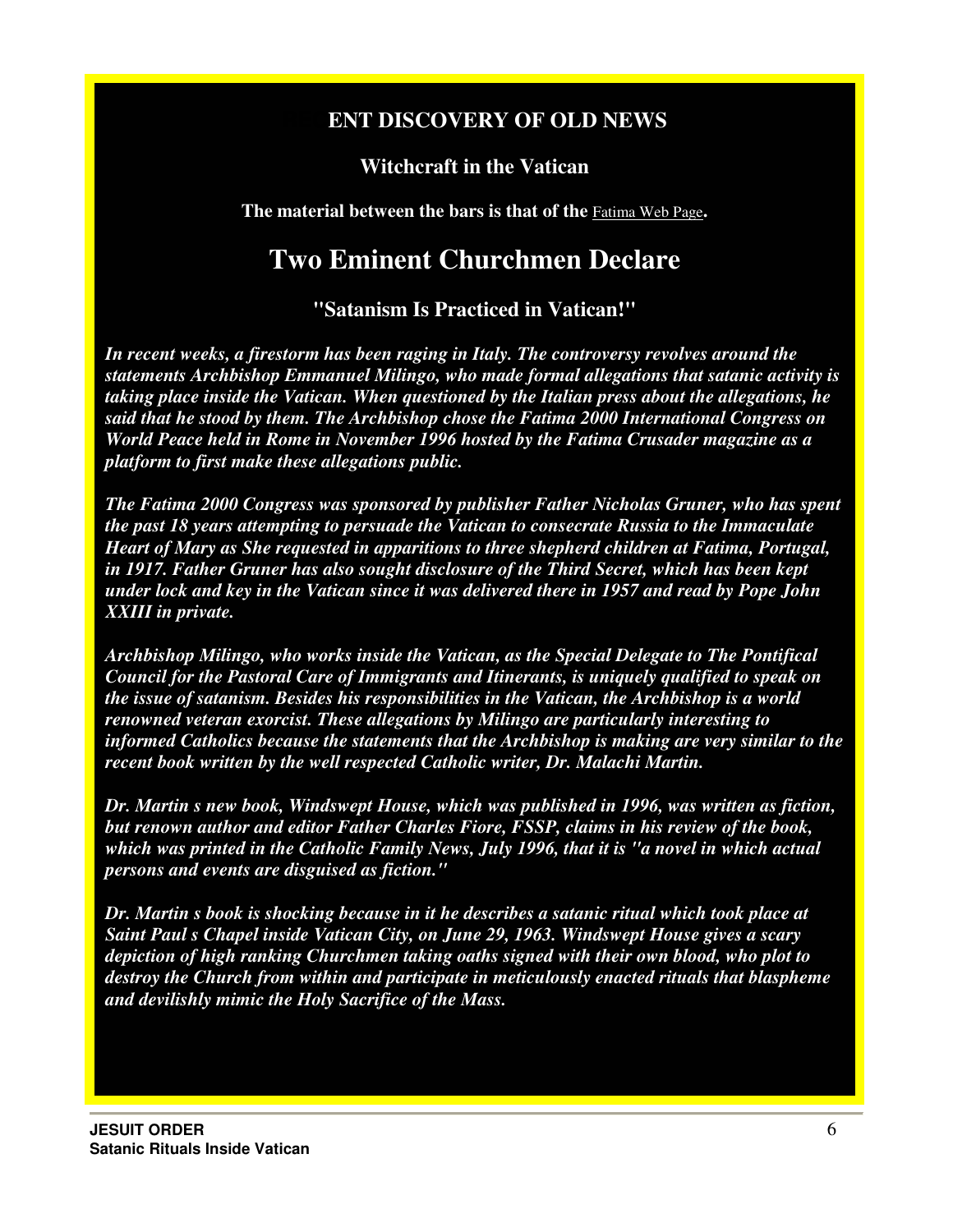**ENT DISCOVERY OF OLD NEWS**

**Witchcraft in the Vatican**

**The material between the bars is that of the** Fatima Web Page**.**

# Two Eminent Churchmen Declare

## "Satanism Is Practiced in Vatican!"

***In recent weeks, a firestorm has been raging in Italy. The controversy revolves around the statements Archbishop Emmanuel Milingo, who made formal allegations that satanic activity is taking place inside the Vatican. When questioned by the Italian press about the allegations, he said that he stood by them. The Archbishop chose the Fatima 2000 International Congress on World Peace held in Rome in November 1996 hosted by the Fatima Crusader magazine as a platform to first make these allegations public.***

***The Fatima 2000 Congress was sponsored by publisher Father Nicholas Gruner, who has spent the past 18 years attempting to persuade the Vatican to consecrate Russia to the Immaculate Heart of Mary as She requested in apparitions to three shepherd children at Fatima, Portugal, in 1917. Father Gruner has also sought disclosure of the Third Secret, which has been kept under lock and key in the Vatican since it was delivered there in 1957 and read by Pope John XXIII in private.***

***Archbishop Milingo, who works inside the Vatican, as the Special Delegate to The Pontifical Council for the Pastoral Care of Immigrants and Itinerants, is uniquely qualified to speak on the issue of satanism. Besides his responsibilities in the Vatican, the Archbishop is a world renowned veteran exorcist. These allegations by Milingo are particularly interesting to informed Catholics because the statements that the Archbishop is making are very similar to the recent book written by the well respected Catholic writer, Dr. Malachi Martin.***

***Dr. Martin s new book, Windswept House, which was published in 1996, was written as fiction, but renown author and editor Father Charles Fiore, FSSP, claims in his review of the book, which was printed in the Catholic Family News, July 1996, that it is "a novel in which actual persons and events are disguised as fiction."***

***Dr. Martin s book is shocking because in it he describes a satanic ritual which took place at Saint Paul s Chapel inside Vatican City, on June 29, 1963. Windswept House gives a scary depiction of high ranking Churchmen taking oaths signed with their own blood, who plot to destroy the Church from within and participate in meticulously enacted rituals that blaspheme and devilishly mimic the Holy Sacrifice of the Mass.***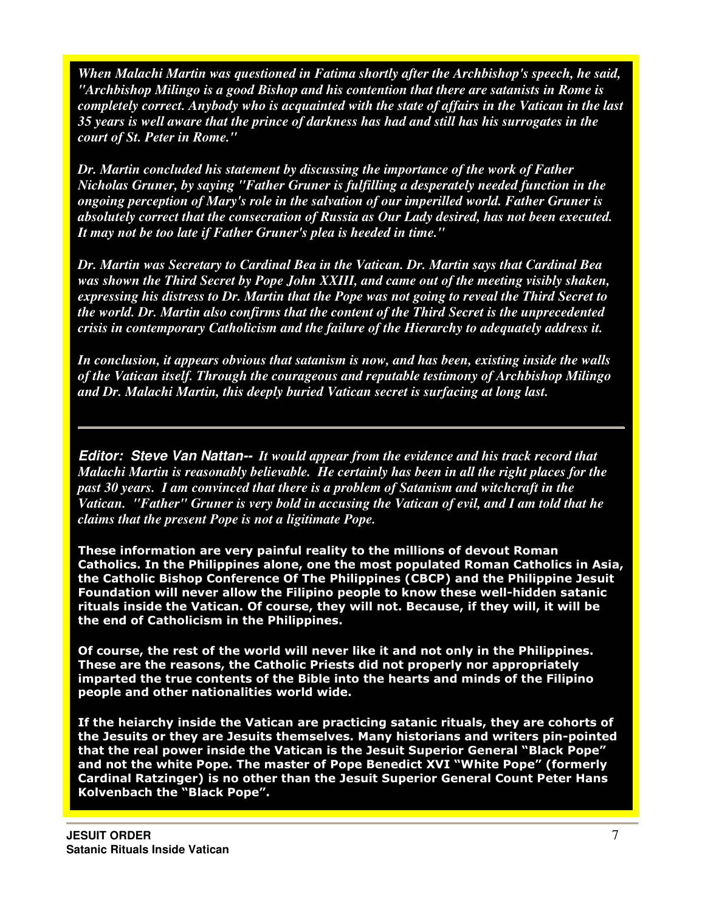*When Malachi Martin was questioned in Fatima shortly after the Archbishop's speech, he said, "Archbishop Milingo is a good Bishop and his contention that there are satanists in Rome is completely correct. Anybody who is acquainted with the state of affairs in the Vatican in the last 35 years is well aware that the prince of darkness has had and still has his surrogates in the court of St. Peter in Rome."*

*Dr. Martin concluded his statement by discussing the importance of the work of Father Nicholas Gruner, by saying "Father Gruner is fulfilling a desperately needed function in the ongoing perception of Mary's role in the salvation of our imperilled world. Father Gruner is absolutely correct that the consecration of Russia as Our Lady desired, has not been executed. It may not be too late if Father Gruner's plea is heeded in time."*

*Dr. Martin was Secretary to Cardinal Bea in the Vatican. Dr. Martin says that Cardinal Bea was shown the Third Secret by Pope John XXIII, and came out of the meeting visibly shaken, expressing his distress to Dr. Martin that the Pope was not going to reveal the Third Secret to the world. Dr. Martin also confirms that the content of the Third Secret is the unprecedented crisis in contemporary Catholicism and the failure of the Hierarchy to adequately address it.*

*In conclusion, it appears obvious that satanism is now, and has been, existing inside the walls of the Vatican itself. Through the courageous and reputable testimony of Archbishop Milingo and Dr. Malachi Martin, this deeply buried Vatican secret is surfacing at long last.*

---

***Editor: Steve Van Nattan--*** *It would appear from the evidence and his track record that Malachi Martin is reasonably believable. He certainly has been in all the right places for the past 30 years. I am convinced that there is a problem of Satanism and witchcraft in the Vatican. "Father" Gruner is very bold in accusing the Vatican of evil, and I am told that he claims that the present Pope is not a ligitimate Pope.*

**These information are very painful reality to the millions of devout Roman Catholics. In the Philippines alone, one the most populated Roman Catholics in Asia, the Catholic Bishop Conference Of The Philippines (CBCP) and the Philippine Jesuit Foundation will never allow the Filipino people to know these well-hidden satanic rituals inside the Vatican. Of course, they will not. Because, if they will, it will be the end of Catholicism in the Philippines.**

**Of course, the rest of the world will never like it and not only in the Philippines. These are the reasons, the Catholic Priests did not properly nor appropriately imparted the true contents of the Bible into the hearts and minds of the Filipino people and other nationalities world wide.**

**If the heiarchy inside the Vatican are practicing satanic rituals, they are cohorts of the Jesuits or they are Jesuits themselves. Many historians and writers pin-pointed that the real power inside the Vatican is the Jesuit Superior General "Black Pope" and not the white Pope. The master of Pope Benedict XVI "White Pope" (formerly Cardinal Ratzinger) is no other than the Jesuit Superior General Count Peter Hans Kolvenbach the "Black Pope".**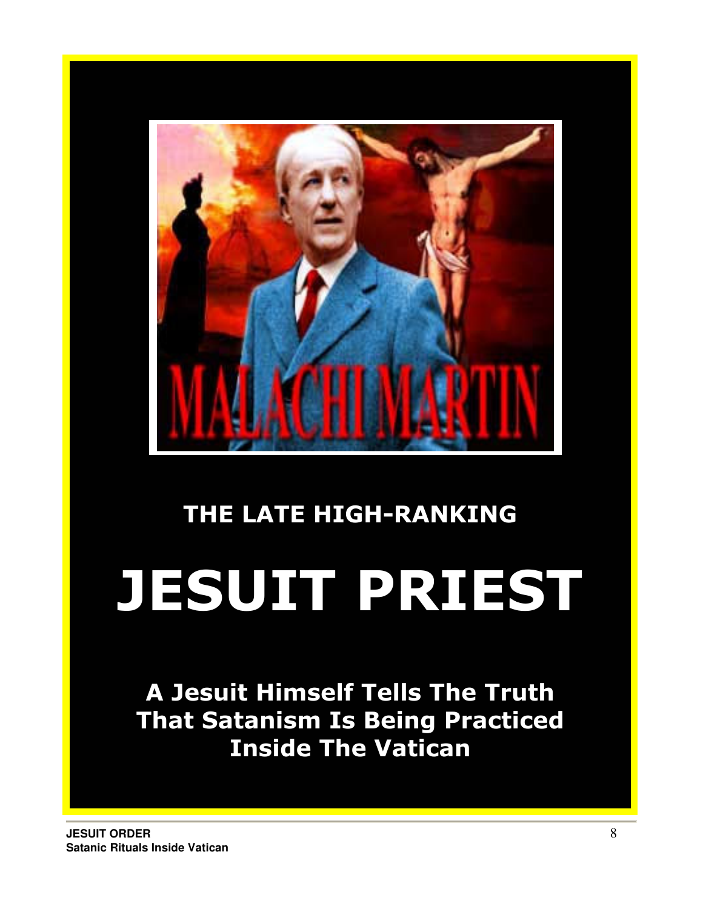MALACHI MARTIN

## THE LATE HIGH-RANKING

# JESUIT PRIEST

### A Jesuit Himself Tells The Truth That Satanism Is Being Practiced Inside The Vatican